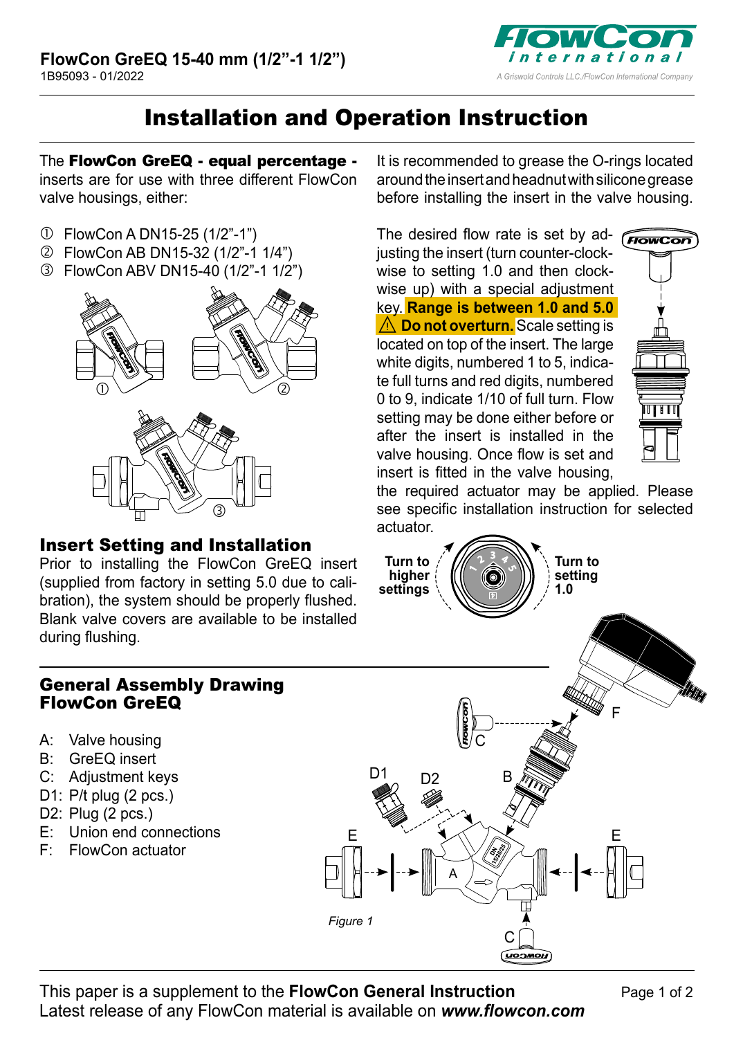**FlowCon GreEQ 15-40 mm (1/2"-1 1/2")**
1B95093 - 01/2022

# Installation and Operation Instruction

The **FlowCon GreEQ - equal percentage -** inserts are for use with three different FlowCon valve housings, either:

① FlowCon A DN15-25 (1/2"-1")
② FlowCon AB DN15-32 (1/2"-1 1/4")
③ FlowCon ABV DN15-40 (1/2"-1 1/2")

## Insert Setting and Installation

Prior to installing the FlowCon GreEQ insert (supplied from factory in setting 5.0 due to calibration), the system should be properly flushed. Blank valve covers are available to be installed during flushing.

It is recommended to grease the O-rings located around the insert and headnut with silicone grease before installing the insert in the valve housing.

The desired flow rate is set by adjusting the insert (turn counter-clockwise to setting 1.0 and then clockwise up) with a special adjustment key. **Range is between 1.0 and 5.0** ⚠ **Do not overturn.** Scale setting is located on top of the insert. The large white digits, numbered 1 to 5, indicate full turns and red digits, numbered 0 to 9, indicate 1/10 of full turn. Flow setting may be done either before or after the insert is installed in the valve housing. Once flow is set and insert is fitted in the valve housing, the required actuator may be applied. Please see specific installation instruction for selected actuator.

**Turn to higher settings** — **Turn to setting 1.0**

## General Assembly Drawing FlowCon GreEQ

A: Valve housing
B: GreEQ insert
C: Adjustment keys
D1: P/t plug (2 pcs.)
D2: Plug (2 pcs.)
E: Union end connections
F: FlowCon actuator

*Figure 1*

This paper is a supplement to the **FlowCon General Instruction**
Latest release of any FlowCon material is available on ***www.flowcon.com***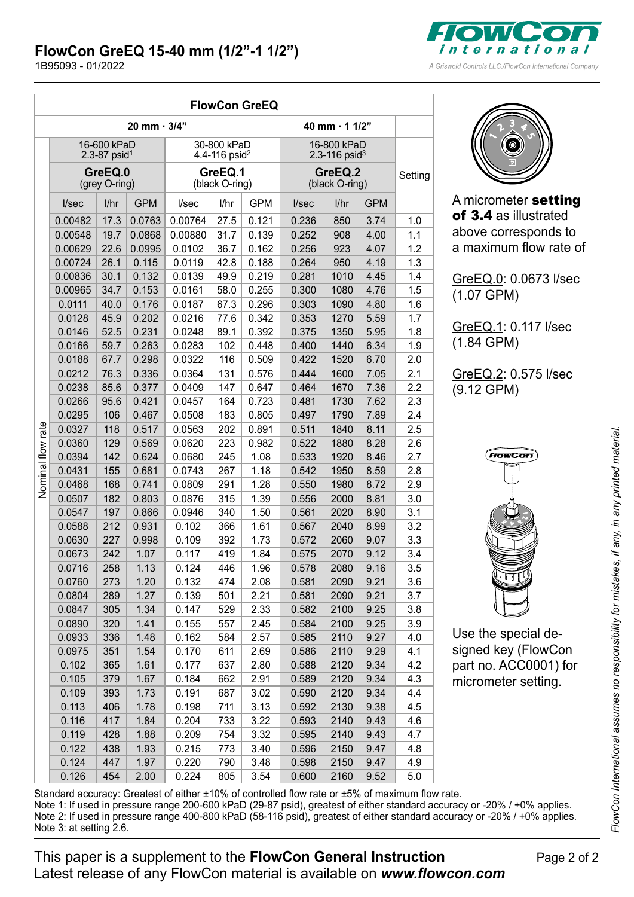# FlowCon GreEQ 15-40 mm (1/2"-1 1/2")

1B95093 - 01/2022

| FlowCon GreEQ | | | | | | | | | | |
|---|---|---|---|---|---|---|---|---|---|---|
| | 20 mm · 3/4" | | | | | | 40 mm · 1 1/2" | | | |
| | 16-600 kPaD 2.3-87 psid[1] | | | 30-800 kPaD 4.4-116 psid[2] | | | 16-800 kPaD 2.3-116 psid[3] | | | |
| | **GreEQ.0** (grey O-ring) | | | **GreEQ.1** (black O-ring) | | | **GreEQ.2** (black O-ring) | | | Setting |
| | l/sec | l/hr | GPM | l/sec | l/hr | GPM | l/sec | l/hr | GPM | |
| Nominal flow rate | 0.00482 | 17.3 | 0.0763 | 0.00764 | 27.5 | 0.121 | 0.236 | 850 | 3.74 | 1.0 |
| | 0.00548 | 19.7 | 0.0868 | 0.00880 | 31.7 | 0.139 | 0.252 | 908 | 4.00 | 1.1 |
| | 0.00629 | 22.6 | 0.0995 | 0.0102 | 36.7 | 0.162 | 0.256 | 923 | 4.07 | 1.2 |
| | 0.00724 | 26.1 | 0.115 | 0.0119 | 42.8 | 0.188 | 0.264 | 950 | 4.19 | 1.3 |
| | 0.00836 | 30.1 | 0.132 | 0.0139 | 49.9 | 0.219 | 0.281 | 1010 | 4.45 | 1.4 |
| | 0.00965 | 34.7 | 0.153 | 0.0161 | 58.0 | 0.255 | 0.300 | 1080 | 4.76 | 1.5 |
| | 0.0111 | 40.0 | 0.176 | 0.0187 | 67.3 | 0.296 | 0.303 | 1090 | 4.80 | 1.6 |
| | 0.0128 | 45.9 | 0.202 | 0.0216 | 77.6 | 0.342 | 0.353 | 1270 | 5.59 | 1.7 |
| | 0.0146 | 52.5 | 0.231 | 0.0248 | 89.1 | 0.392 | 0.375 | 1350 | 5.95 | 1.8 |
| | 0.0166 | 59.7 | 0.263 | 0.0283 | 102 | 0.448 | 0.400 | 1440 | 6.34 | 1.9 |
| | 0.0188 | 67.7 | 0.298 | 0.0322 | 116 | 0.509 | 0.422 | 1520 | 6.70 | 2.0 |
| | 0.0212 | 76.3 | 0.336 | 0.0364 | 131 | 0.576 | 0.444 | 1600 | 7.05 | 2.1 |
| | 0.0238 | 85.6 | 0.377 | 0.0409 | 147 | 0.647 | 0.464 | 1670 | 7.36 | 2.2 |
| | 0.0266 | 95.6 | 0.421 | 0.0457 | 164 | 0.723 | 0.481 | 1730 | 7.62 | 2.3 |
| | 0.0295 | 106 | 0.467 | 0.0508 | 183 | 0.805 | 0.497 | 1790 | 7.89 | 2.4 |
| | 0.0327 | 118 | 0.517 | 0.0563 | 202 | 0.891 | 0.511 | 1840 | 8.11 | 2.5 |
| | 0.0360 | 129 | 0.569 | 0.0620 | 223 | 0.982 | 0.522 | 1880 | 8.28 | 2.6 |
| | 0.0394 | 142 | 0.624 | 0.0680 | 245 | 1.08 | 0.533 | 1920 | 8.46 | 2.7 |
| | 0.0431 | 155 | 0.681 | 0.0743 | 267 | 1.18 | 0.542 | 1950 | 8.59 | 2.8 |
| | 0.0468 | 168 | 0.741 | 0.0809 | 291 | 1.28 | 0.550 | 1980 | 8.72 | 2.9 |
| | 0.0507 | 182 | 0.803 | 0.0876 | 315 | 1.39 | 0.556 | 2000 | 8.81 | 3.0 |
| | 0.0547 | 197 | 0.866 | 0.0946 | 340 | 1.50 | 0.561 | 2020 | 8.90 | 3.1 |
| | 0.0588 | 212 | 0.931 | 0.102 | 366 | 1.61 | 0.567 | 2040 | 8.99 | 3.2 |
| | 0.0630 | 227 | 0.998 | 0.109 | 392 | 1.73 | 0.572 | 2060 | 9.07 | 3.3 |
| | 0.0673 | 242 | 1.07 | 0.117 | 419 | 1.84 | 0.575 | 2070 | 9.12 | 3.4 |
| | 0.0716 | 258 | 1.13 | 0.124 | 446 | 1.96 | 0.578 | 2080 | 9.16 | 3.5 |
| | 0.0760 | 273 | 1.20 | 0.132 | 474 | 2.08 | 0.581 | 2090 | 9.21 | 3.6 |
| | 0.0804 | 289 | 1.27 | 0.139 | 501 | 2.21 | 0.581 | 2090 | 9.21 | 3.7 |
| | 0.0847 | 305 | 1.34 | 0.147 | 529 | 2.33 | 0.582 | 2100 | 9.25 | 3.8 |
| | 0.0890 | 320 | 1.41 | 0.155 | 557 | 2.45 | 0.584 | 2100 | 9.25 | 3.9 |
| | 0.0933 | 336 | 1.48 | 0.162 | 584 | 2.57 | 0.585 | 2110 | 9.27 | 4.0 |
| | 0.0975 | 351 | 1.54 | 0.170 | 611 | 2.69 | 0.586 | 2110 | 9.29 | 4.1 |
| | 0.102 | 365 | 1.61 | 0.177 | 637 | 2.80 | 0.588 | 2120 | 9.34 | 4.2 |
| | 0.105 | 379 | 1.67 | 0.184 | 662 | 2.91 | 0.589 | 2120 | 9.34 | 4.3 |
| | 0.109 | 393 | 1.73 | 0.191 | 687 | 3.02 | 0.590 | 2120 | 9.34 | 4.4 |
| | 0.113 | 406 | 1.78 | 0.198 | 711 | 3.13 | 0.592 | 2130 | 9.38 | 4.5 |
| | 0.116 | 417 | 1.84 | 0.204 | 733 | 3.22 | 0.593 | 2140 | 9.43 | 4.6 |
| | 0.119 | 428 | 1.88 | 0.209 | 754 | 3.32 | 0.595 | 2140 | 9.43 | 4.7 |
| | 0.122 | 438 | 1.93 | 0.215 | 773 | 3.40 | 0.596 | 2150 | 9.47 | 4.8 |
| | 0.124 | 447 | 1.97 | 0.220 | 790 | 3.48 | 0.598 | 2150 | 9.47 | 4.9 |
| | 0.126 | 454 | 2.00 | 0.224 | 805 | 3.54 | 0.600 | 2160 | 9.52 | 5.0 |

A micrometer **setting of 3.4** as illustrated above corresponds to a maximum flow rate of

GreEQ.0: 0.0673 l/sec (1.07 GPM)

GreEQ.1: 0.117 l/sec (1.84 GPM)

GreEQ.2: 0.575 l/sec (9.12 GPM)

Use the special designed key (FlowCon part no. ACC0001) for micrometer setting.

Standard accuracy: Greatest of either ±10% of controlled flow rate or ±5% of maximum flow rate.
Note 1: If used in pressure range 200-600 kPaD (29-87 psid), greatest of either standard accuracy or -20% / +0% applies.
Note 2: If used in pressure range 400-800 kPaD (58-116 psid), greatest of either standard accuracy or -20% / +0% applies.
Note 3: at setting 2.6.

*FlowCon International assumes no responsibility for mistakes, if any, in any printed material.*

This paper is a supplement to the **FlowCon General Instruction**
Latest release of any FlowCon material is available on ***www.flowcon.com***